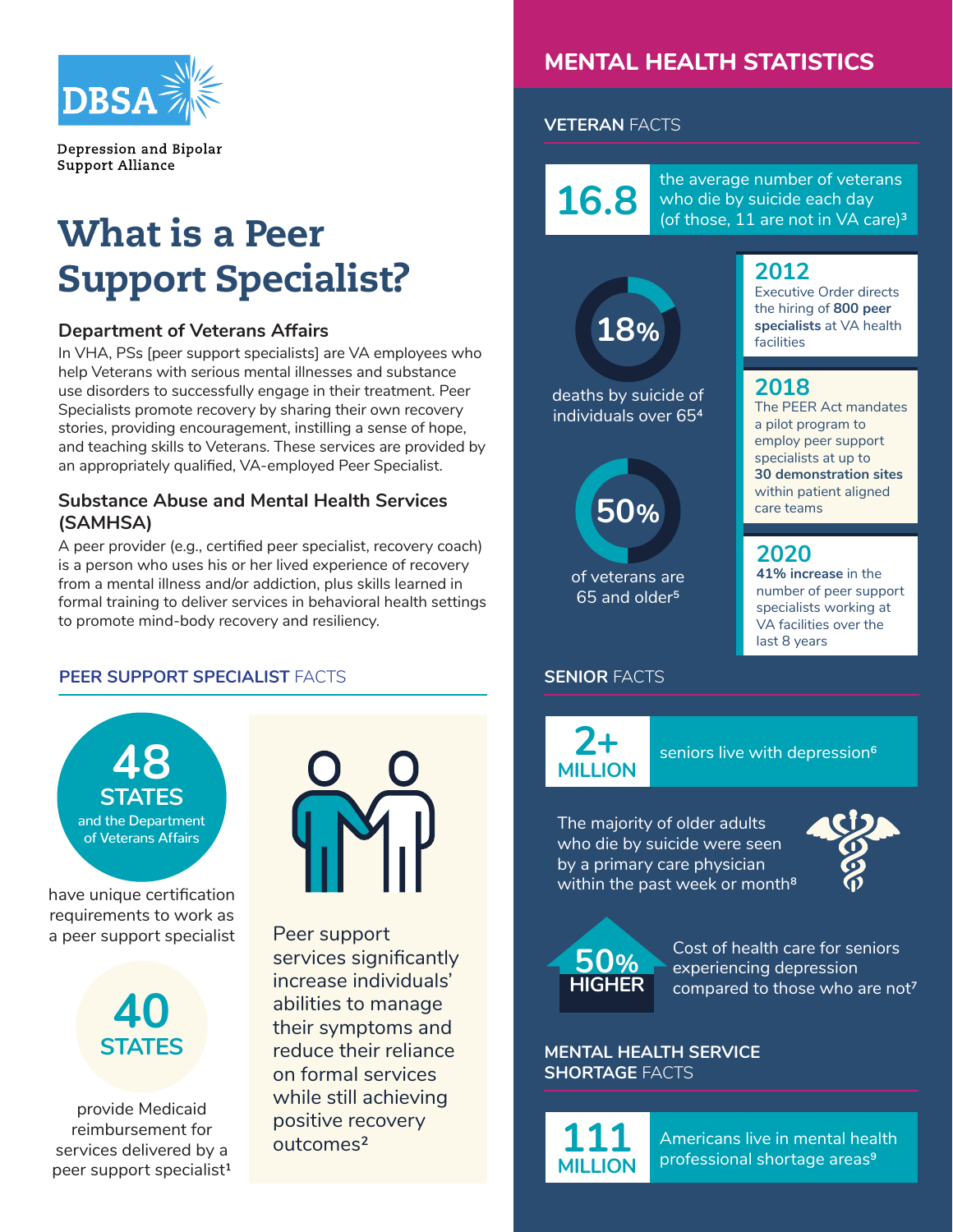DBSA

Depression and Bipolar Support Alliance

# What is a Peer Support Specialist?

### Department of Veterans Affairs

In VHA, PSs [peer support specialists] are VA employees who help Veterans with serious mental illnesses and substance use disorders to successfully engage in their treatment. Peer Specialists promote recovery by sharing their own recovery stories, providing encouragement, instilling a sense of hope, and teaching skills to Veterans. These services are provided by an appropriately qualified, VA-employed Peer Specialist.

### Substance Abuse and Mental Health Services (SAMHSA)

A peer provider (e.g., certified peer specialist, recovery coach) is a person who uses his or her lived experience of recovery from a mental illness and/or addiction, plus skills learned in formal training to deliver services in behavioral health settings to promote mind-body recovery and resiliency.

## PEER SUPPORT SPECIALIST FACTS

**48 STATES** and the Department of Veterans Affairs have unique certification requirements to work as a peer support specialist

**40 STATES** provide Medicaid reimbursement for services delivered by a peer support specialist[1]

Peer support services significantly increase individuals' abilities to manage their symptoms and reduce their reliance on formal services while still achieving positive recovery outcomes[2]

## MENTAL HEALTH STATISTICS

### VETERAN FACTS

**16.8** the average number of veterans who die by suicide each day (of those, 11 are not in VA care)[3]

**18%** deaths by suicide of individuals over 65[4]

**50%** of veterans are 65 and older[5]

**2012** Executive Order directs the hiring of **800 peer specialists** at VA health facilities

**2018** The PEER Act mandates a pilot program to employ peer support specialists at up to **30 demonstration sites** within patient aligned care teams

**2020** **41% increase** in the number of peer support specialists working at VA facilities over the last 8 years

### SENIOR FACTS

**2+ MILLION** seniors live with depression[6]

The majority of older adults who die by suicide were seen by a primary care physician within the past week or month[8]

**50% HIGHER** Cost of health care for seniors experiencing depression compared to those who are not[7]

### MENTAL HEALTH SERVICE SHORTAGE FACTS

**111 MILLION** Americans live in mental health professional shortage areas[9]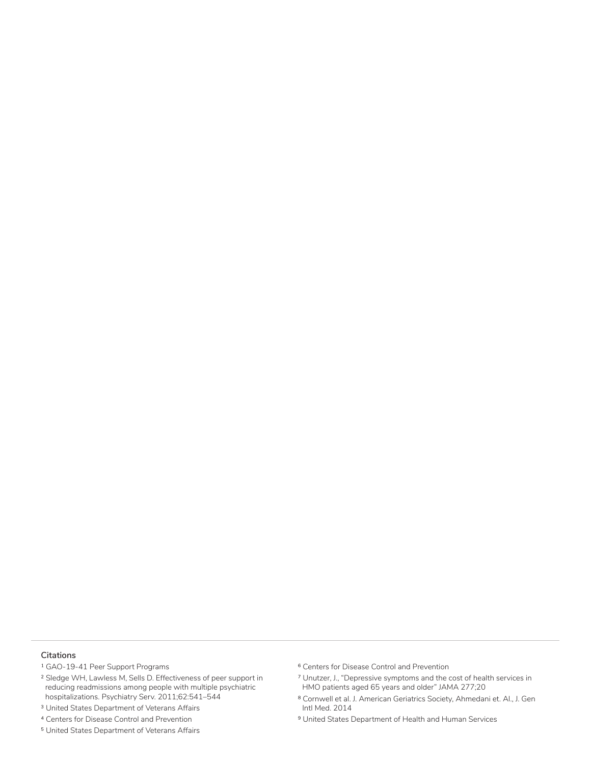**Citations**

[1] GAO-19-41 Peer Support Programs

[2] Sledge WH, Lawless M, Sells D. Effectiveness of peer support in reducing readmissions among people with multiple psychiatric hospitalizations. Psychiatry Serv. 2011;62:541–544

[3] United States Department of Veterans Affairs

[4] Centers for Disease Control and Prevention

[5] United States Department of Veterans Affairs

[6] Centers for Disease Control and Prevention

[7] Unutzer, J., "Depressive symptoms and the cost of health services in HMO patients aged 65 years and older" JAMA 277;20

[8] Cornwell et al. J. American Geriatrics Society, Ahmedani et. Al., J. Gen Intl Med. 2014

[9] United States Department of Health and Human Services